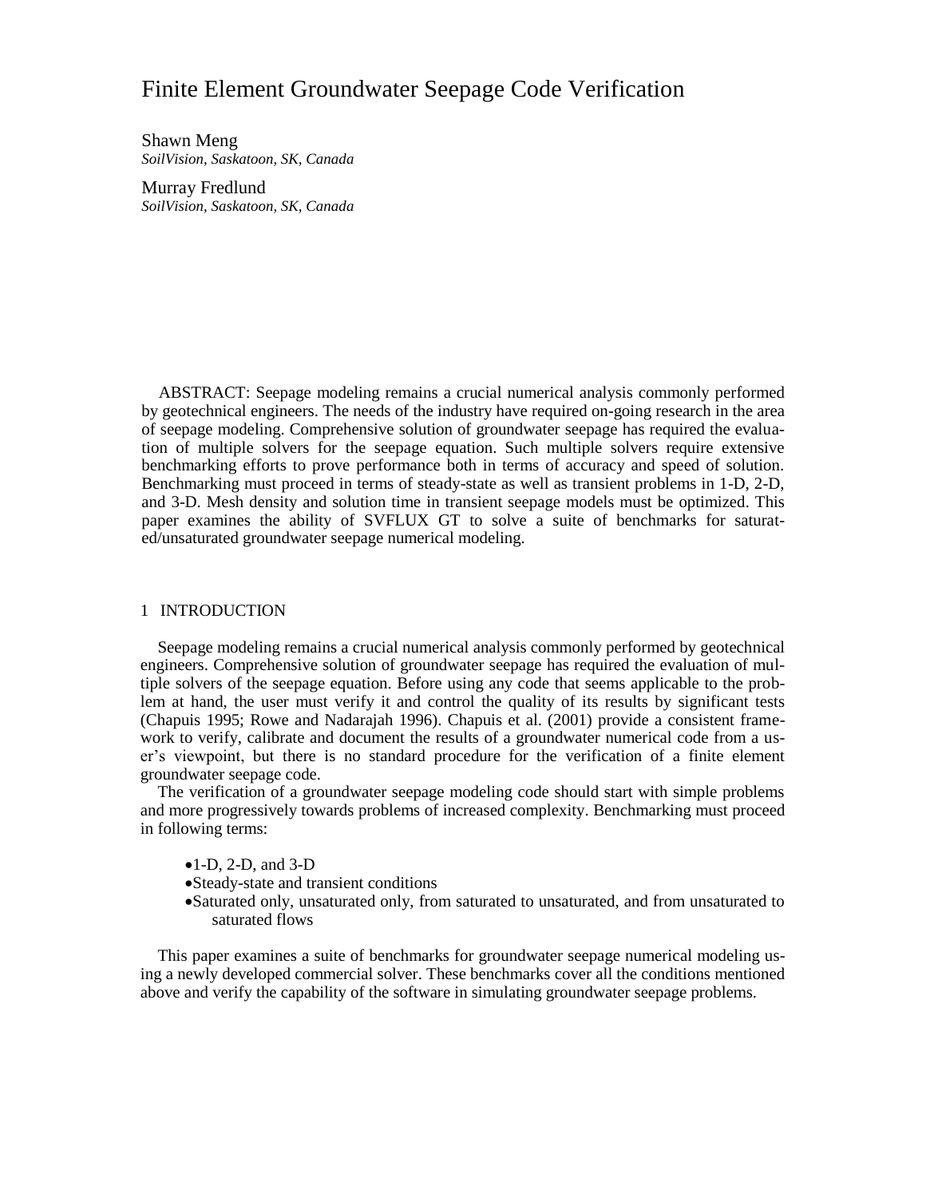# Finite Element Groundwater Seepage Code Verification

Shawn Meng
*SoilVision, Saskatoon, SK, Canada*

Murray Fredlund
*SoilVision, Saskatoon, SK, Canada*

ABSTRACT: Seepage modeling remains a crucial numerical analysis commonly performed by geotechnical engineers. The needs of the industry have required on-going research in the area of seepage modeling. Comprehensive solution of groundwater seepage has required the evaluation of multiple solvers for the seepage equation. Such multiple solvers require extensive benchmarking efforts to prove performance both in terms of accuracy and speed of solution. Benchmarking must proceed in terms of steady-state as well as transient problems in 1-D, 2-D, and 3-D. Mesh density and solution time in transient seepage models must be optimized. This paper examines the ability of SVFLUX GT to solve a suite of benchmarks for saturated/unsaturated groundwater seepage numerical modeling.

## 1 INTRODUCTION

Seepage modeling remains a crucial numerical analysis commonly performed by geotechnical engineers. Comprehensive solution of groundwater seepage has required the evaluation of multiple solvers of the seepage equation. Before using any code that seems applicable to the problem at hand, the user must verify it and control the quality of its results by significant tests (Chapuis 1995; Rowe and Nadarajah 1996). Chapuis et al. (2001) provide a consistent framework to verify, calibrate and document the results of a groundwater numerical code from a user's viewpoint, but there is no standard procedure for the verification of a finite element groundwater seepage code.

The verification of a groundwater seepage modeling code should start with simple problems and more progressively towards problems of increased complexity. Benchmarking must proceed in following terms:

- 1-D, 2-D, and 3-D
- Steady-state and transient conditions
- Saturated only, unsaturated only, from saturated to unsaturated, and from unsaturated to saturated flows

This paper examines a suite of benchmarks for groundwater seepage numerical modeling using a newly developed commercial solver. These benchmarks cover all the conditions mentioned above and verify the capability of the software in simulating groundwater seepage problems.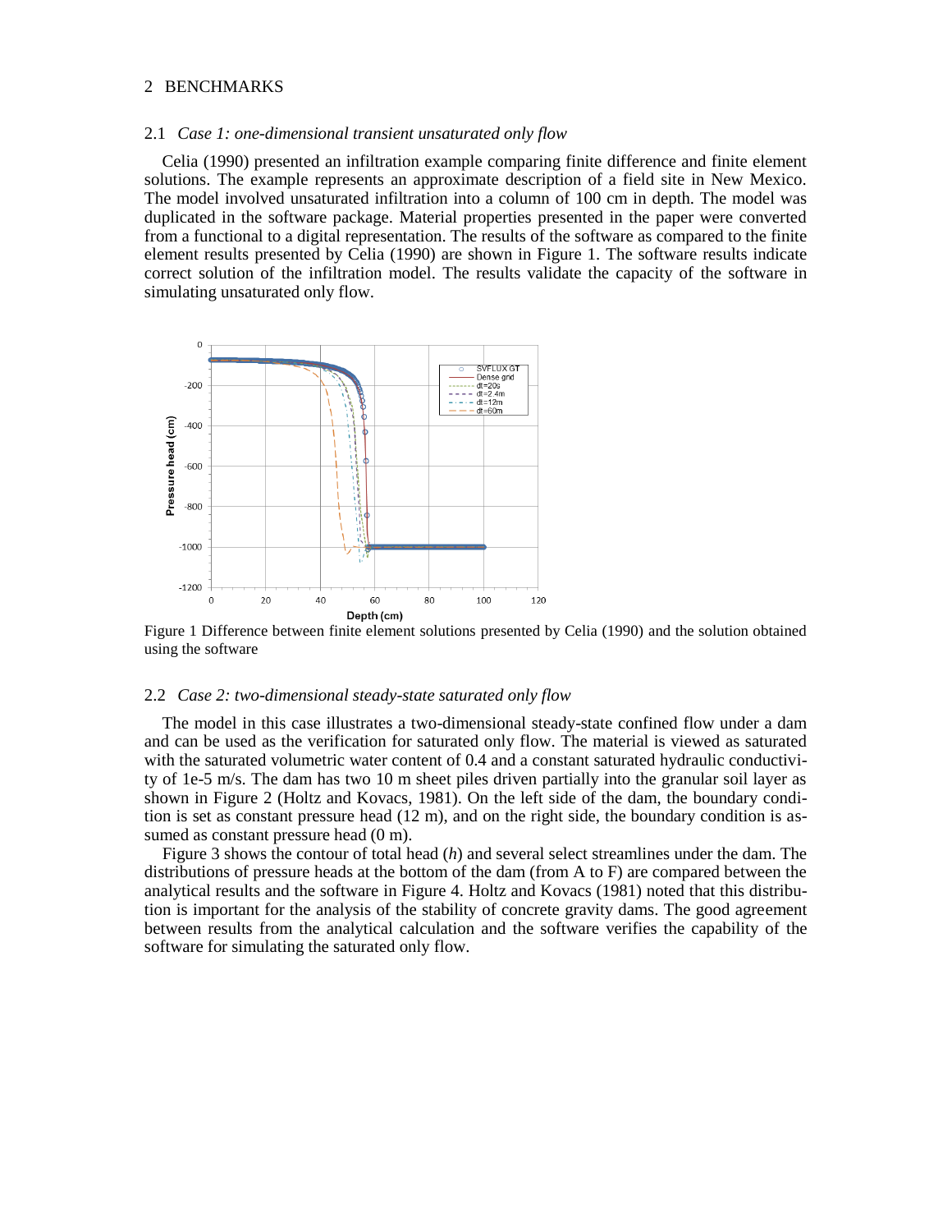## 2 BENCHMARKS

### 2.1 *Case 1: one-dimensional transient unsaturated only flow*

Celia (1990) presented an infiltration example comparing finite difference and finite element solutions. The example represents an approximate description of a field site in New Mexico. The model involved unsaturated infiltration into a column of 100 cm in depth. The model was duplicated in the software package. Material properties presented in the paper were converted from a functional to a digital representation. The results of the software as compared to the finite element results presented by Celia (1990) are shown in Figure 1. The software results indicate correct solution of the infiltration model. The results validate the capacity of the software in simulating unsaturated only flow.

Figure 1 Difference between finite element solutions presented by Celia (1990) and the solution obtained using the software

### 2.2 *Case 2: two-dimensional steady-state saturated only flow*

The model in this case illustrates a two-dimensional steady-state confined flow under a dam and can be used as the verification for saturated only flow. The material is viewed as saturated with the saturated volumetric water content of 0.4 and a constant saturated hydraulic conductivity of 1e-5 m/s. The dam has two 10 m sheet piles driven partially into the granular soil layer as shown in Figure 2 (Holtz and Kovacs, 1981). On the left side of the dam, the boundary condition is set as constant pressure head (12 m), and on the right side, the boundary condition is assumed as constant pressure head (0 m).

Figure 3 shows the contour of total head ($h$) and several select streamlines under the dam. The distributions of pressure heads at the bottom of the dam (from A to F) are compared between the analytical results and the software in Figure 4. Holtz and Kovacs (1981) noted that this distribution is important for the analysis of the stability of concrete gravity dams. The good agreement between results from the analytical calculation and the software verifies the capability of the software for simulating the saturated only flow.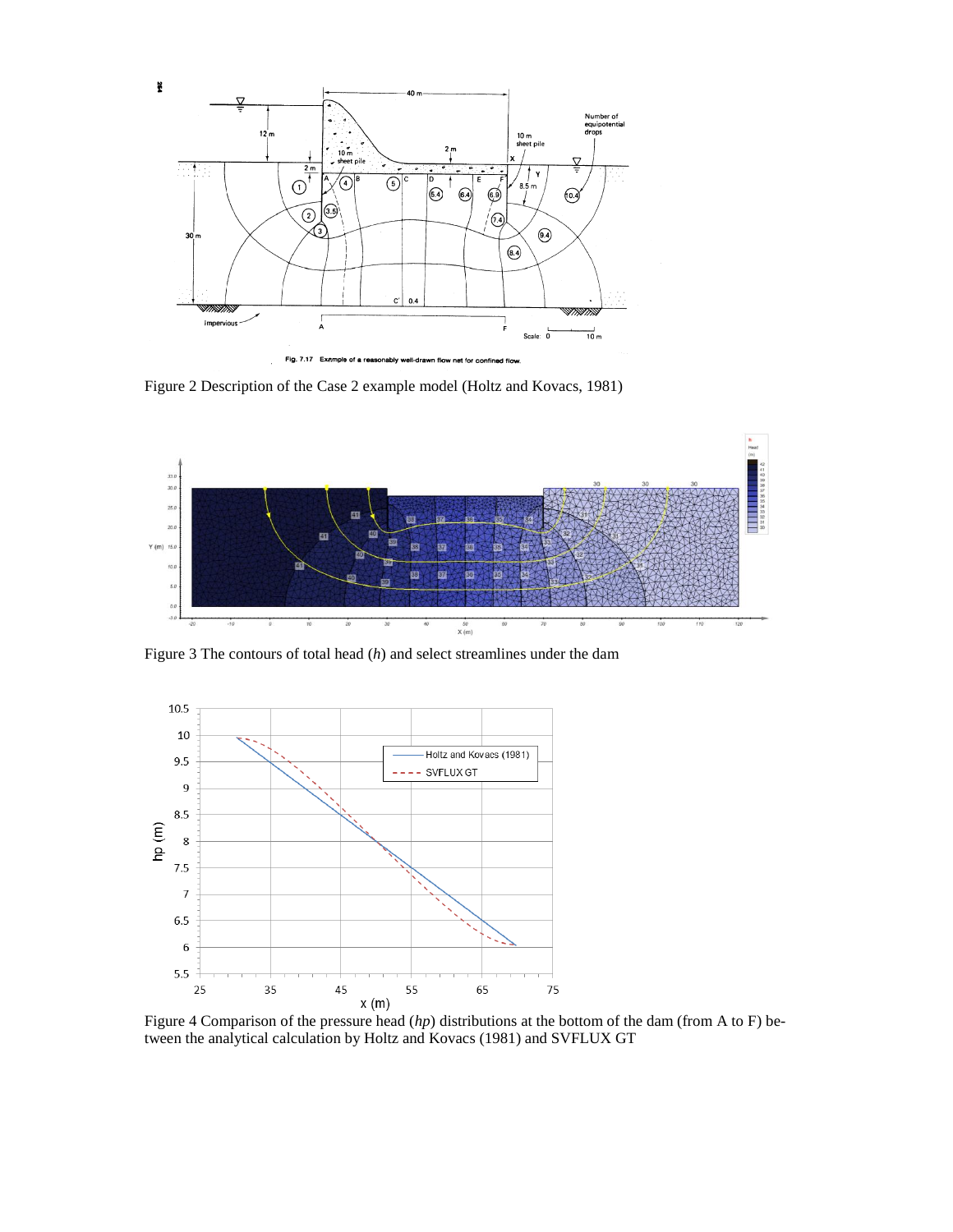Figure 2 Description of the Case 2 example model (Holtz and Kovacs, 1981)

Figure 3 The contours of total head ($h$) and select streamlines under the dam

Figure 4 Comparison of the pressure head ($hp$) distributions at the bottom of the dam (from A to F) between the analytical calculation by Holtz and Kovacs (1981) and SVFLUX GT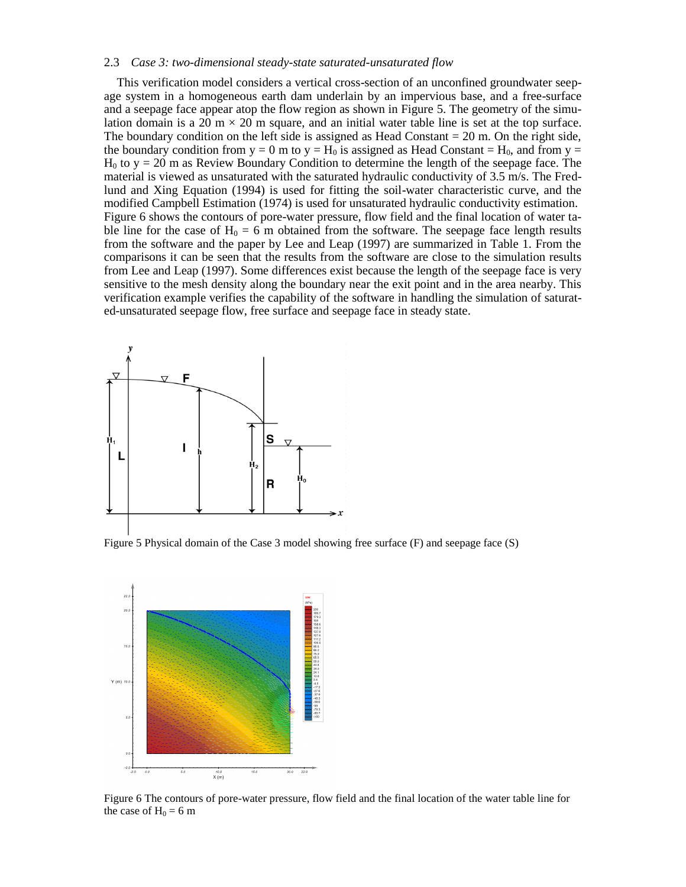### 2.3 *Case 3: two-dimensional steady-state saturated-unsaturated flow*

This verification model considers a vertical cross-section of an unconfined groundwater seepage system in a homogeneous earth dam underlain by an impervious base, and a free-surface and a seepage face appear atop the flow region as shown in Figure 5. The geometry of the simulation domain is a 20 m × 20 m square, and an initial water table line is set at the top surface. The boundary condition on the left side is assigned as Head Constant = 20 m. On the right side, the boundary condition from y = 0 m to y = $H_0$ is assigned as Head Constant = $H_0$, and from y = $H_0$ to y = 20 m as Review Boundary Condition to determine the length of the seepage face. The material is viewed as unsaturated with the saturated hydraulic conductivity of 3.5 m/s. The Fredlund and Xing Equation (1994) is used for fitting the soil-water characteristic curve, and the modified Campbell Estimation (1974) is used for unsaturated hydraulic conductivity estimation. Figure 6 shows the contours of pore-water pressure, flow field and the final location of water table line for the case of $H_0$ = 6 m obtained from the software. The seepage face length results from the software and the paper by Lee and Leap (1997) are summarized in Table 1. From the comparisons it can be seen that the results from the software are close to the simulation results from Lee and Leap (1997). Some differences exist because the length of the seepage face is very sensitive to the mesh density along the boundary near the exit point and in the area nearby. This verification example verifies the capability of the software in handling the simulation of saturated-unsaturated seepage flow, free surface and seepage face in steady state.

Figure 5 Physical domain of the Case 3 model showing free surface (F) and seepage face (S)

Figure 6 The contours of pore-water pressure, flow field and the final location of the water table line for the case of $H_0$ = 6 m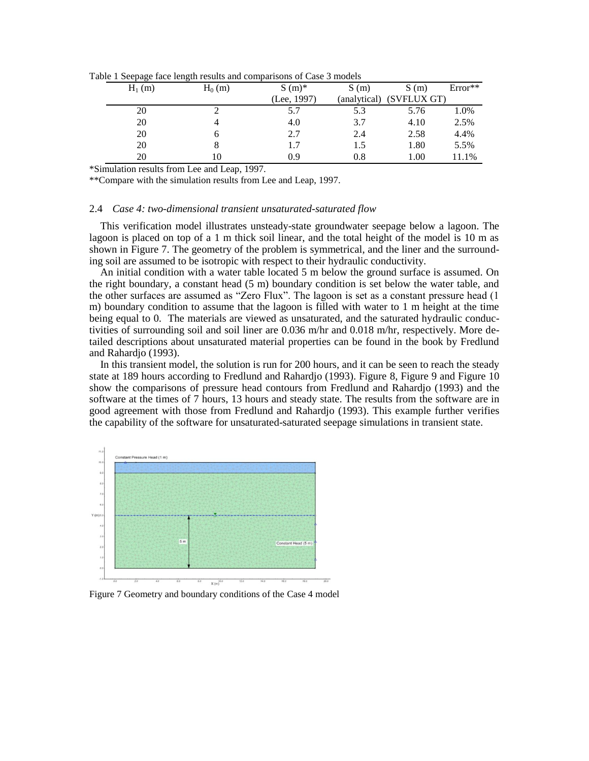Table 1 Seepage face length results and comparisons of Case 3 models

| $H_1$ (m) | $H_0$ (m) | S (m)* (Lee, 1997) | S (m) (analytical) | S (m) (SVFLUX GT) | Error** |
|---|---|---|---|---|---|
| 20 | 2 | 5.7 | 5.3 | 5.76 | 1.0% |
| 20 | 4 | 4.0 | 3.7 | 4.10 | 2.5% |
| 20 | 6 | 2.7 | 2.4 | 2.58 | 4.4% |
| 20 | 8 | 1.7 | 1.5 | 1.80 | 5.5% |
| 20 | 10 | 0.9 | 0.8 | 1.00 | 11.1% |

*Simulation results from Lee and Leap, 1997.

**Compare with the simulation results from Lee and Leap, 1997.

### 2.4 *Case 4: two-dimensional transient unsaturated-saturated flow*

This verification model illustrates unsteady-state groundwater seepage below a lagoon. The lagoon is placed on top of a 1 m thick soil linear, and the total height of the model is 10 m as shown in Figure 7. The geometry of the problem is symmetrical, and the liner and the surrounding soil are assumed to be isotropic with respect to their hydraulic conductivity.

An initial condition with a water table located 5 m below the ground surface is assumed. On the right boundary, a constant head (5 m) boundary condition is set below the water table, and the other surfaces are assumed as "Zero Flux". The lagoon is set as a constant pressure head (1 m) boundary condition to assume that the lagoon is filled with water to 1 m height at the time being equal to 0. The materials are viewed as unsaturated, and the saturated hydraulic conductivities of surrounding soil and soil liner are 0.036 m/hr and 0.018 m/hr, respectively. More detailed descriptions about unsaturated material properties can be found in the book by Fredlund and Rahardjo (1993).

In this transient model, the solution is run for 200 hours, and it can be seen to reach the steady state at 189 hours according to Fredlund and Rahardjo (1993). Figure 8, Figure 9 and Figure 10 show the comparisons of pressure head contours from Fredlund and Rahardjo (1993) and the software at the times of 7 hours, 13 hours and steady state. The results from the software are in good agreement with those from Fredlund and Rahardjo (1993). This example further verifies the capability of the software for unsaturated-saturated seepage simulations in transient state.

Figure 7 Geometry and boundary conditions of the Case 4 model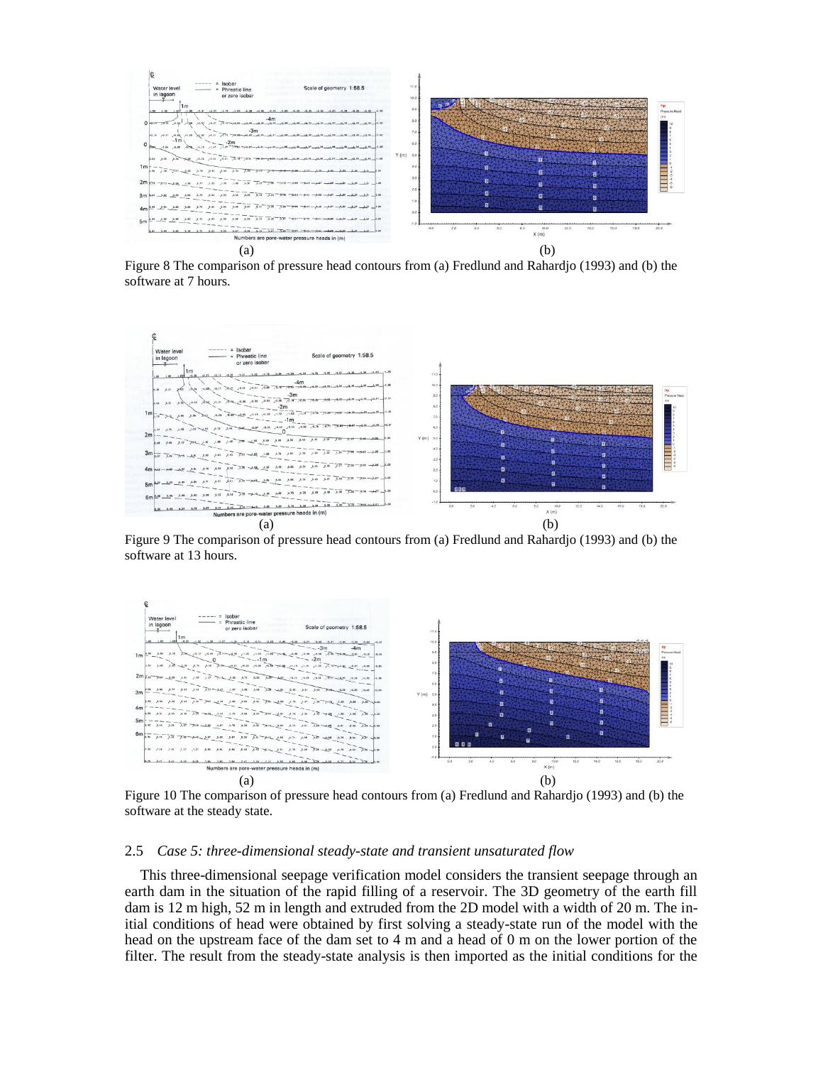(a) (b)

Figure 8 The comparison of pressure head contours from (a) Fredlund and Rahardjo (1993) and (b) the software at 7 hours.

(a) (b)

Figure 9 The comparison of pressure head contours from (a) Fredlund and Rahardjo (1993) and (b) the software at 13 hours.

(a) (b)

Figure 10 The comparison of pressure head contours from (a) Fredlund and Rahardjo (1993) and (b) the software at the steady state.

### 2.5 *Case 5: three-dimensional steady-state and transient unsaturated flow*

This three-dimensional seepage verification model considers the transient seepage through an earth dam in the situation of the rapid filling of a reservoir. The 3D geometry of the earth fill dam is 12 m high, 52 m in length and extruded from the 2D model with a width of 20 m. The initial conditions of head were obtained by first solving a steady-state run of the model with the head on the upstream face of the dam set to 4 m and a head of 0 m on the lower portion of the filter. The result from the steady-state analysis is then imported as the initial conditions for the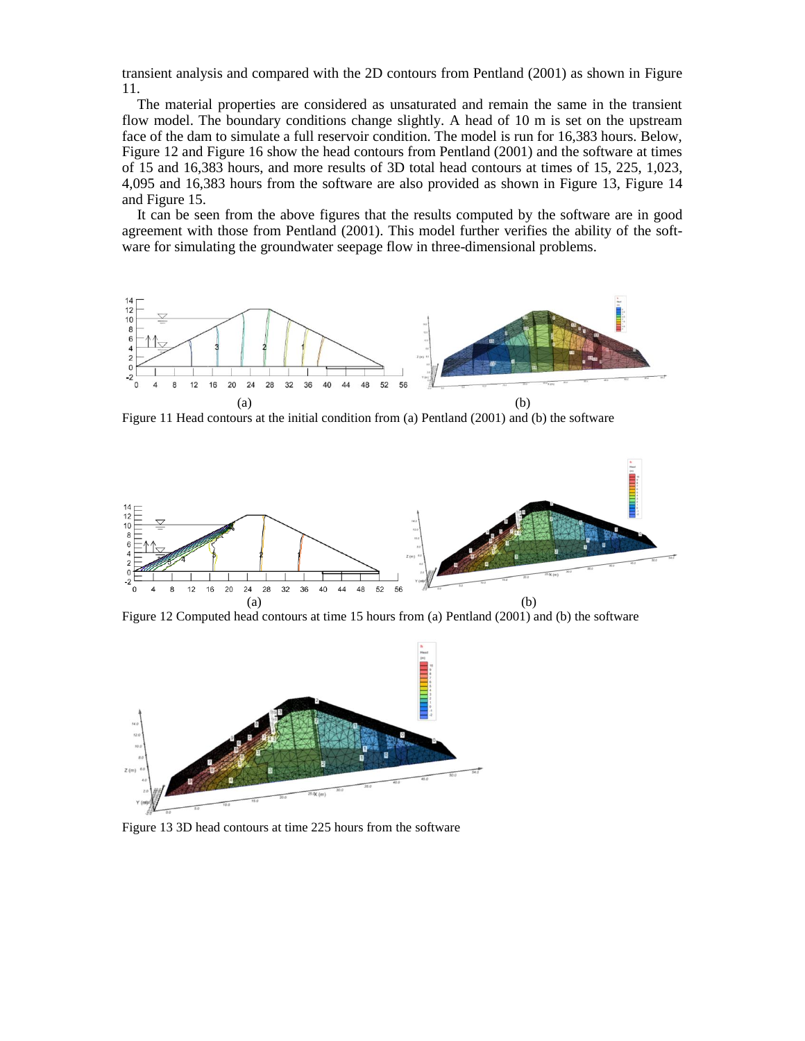transient analysis and compared with the 2D contours from Pentland (2001) as shown in Figure 11.

The material properties are considered as unsaturated and remain the same in the transient flow model. The boundary conditions change slightly. A head of 10 m is set on the upstream face of the dam to simulate a full reservoir condition. The model is run for 16,383 hours. Below, Figure 12 and Figure 16 show the head contours from Pentland (2001) and the software at times of 15 and 16,383 hours, and more results of 3D total head contours at times of 15, 225, 1,023, 4,095 and 16,383 hours from the software are also provided as shown in Figure 13, Figure 14 and Figure 15.

It can be seen from the above figures that the results computed by the software are in good agreement with those from Pentland (2001). This model further verifies the ability of the software for simulating the groundwater seepage flow in three-dimensional problems.

Figure 11 Head contours at the initial condition from (a) Pentland (2001) and (b) the software

Figure 12 Computed head contours at time 15 hours from (a) Pentland (2001) and (b) the software

Figure 13 3D head contours at time 225 hours from the software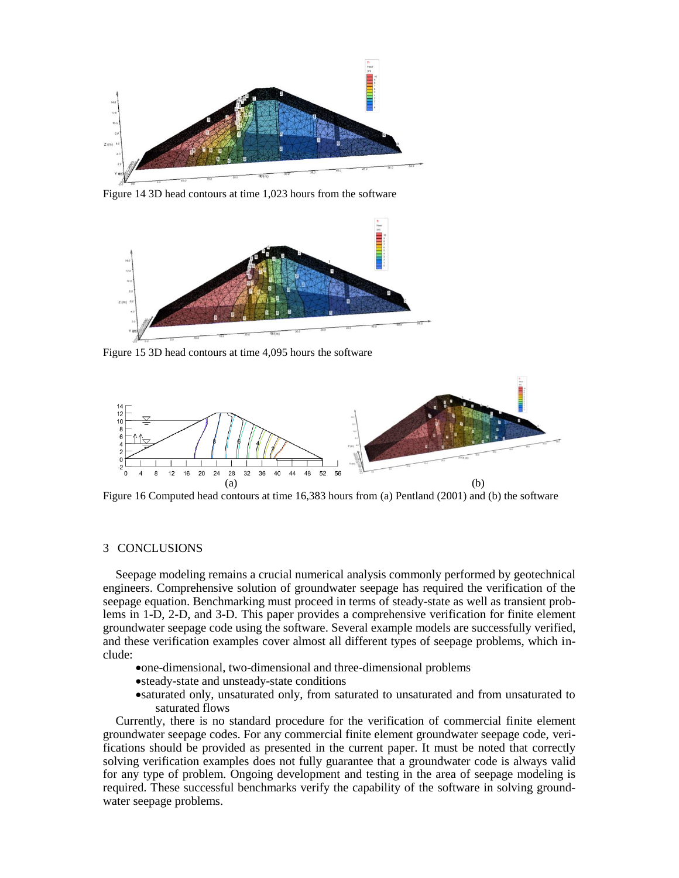Figure 14 3D head contours at time 1,023 hours from the software

Figure 15 3D head contours at time 4,095 hours the software

Figure 16 Computed head contours at time 16,383 hours from (a) Pentland (2001) and (b) the software

## 3 CONCLUSIONS

Seepage modeling remains a crucial numerical analysis commonly performed by geotechnical engineers. Comprehensive solution of groundwater seepage has required the verification of the seepage equation. Benchmarking must proceed in terms of steady-state as well as transient problems in 1-D, 2-D, and 3-D. This paper provides a comprehensive verification for finite element groundwater seepage code using the software. Several example models are successfully verified, and these verification examples cover almost all different types of seepage problems, which include:

- one-dimensional, two-dimensional and three-dimensional problems
- steady-state and unsteady-state conditions
- saturated only, unsaturated only, from saturated to unsaturated and from unsaturated to saturated flows

Currently, there is no standard procedure for the verification of commercial finite element groundwater seepage codes. For any commercial finite element groundwater seepage code, verifications should be provided as presented in the current paper. It must be noted that correctly solving verification examples does not fully guarantee that a groundwater code is always valid for any type of problem. Ongoing development and testing in the area of seepage modeling is required. These successful benchmarks verify the capability of the software in solving groundwater seepage problems.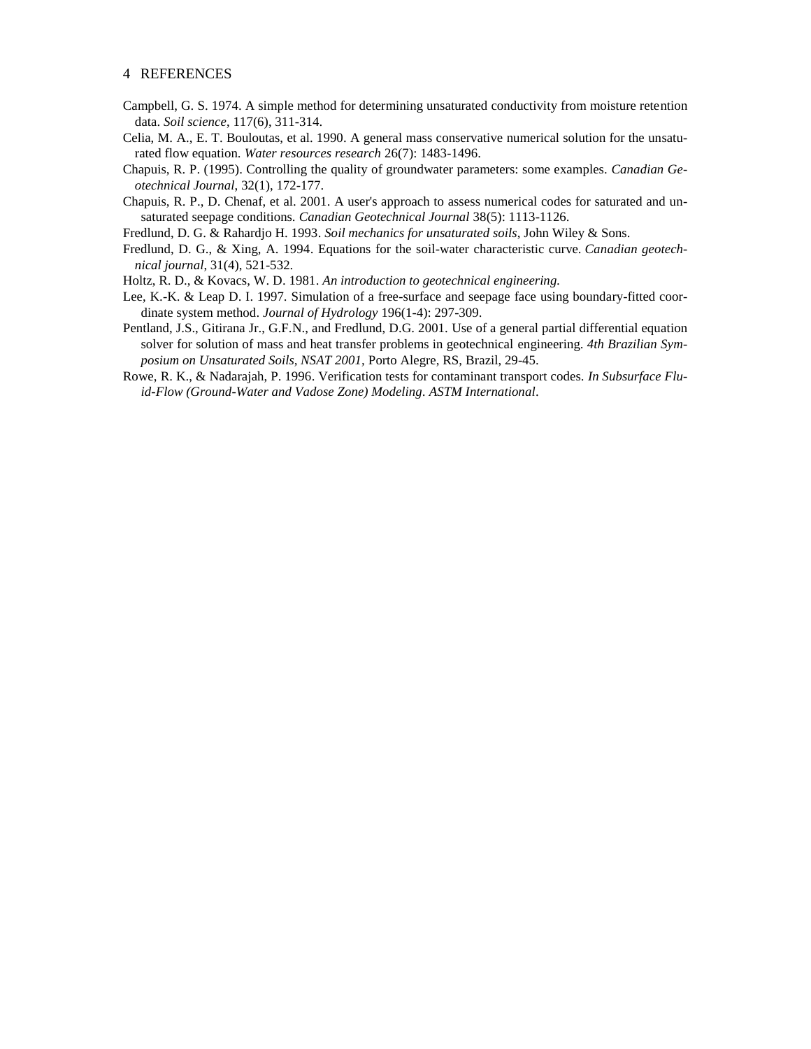## 4 REFERENCES

Campbell, G. S. 1974. A simple method for determining unsaturated conductivity from moisture retention data. *Soil science*, 117(6), 311-314.

Celia, M. A., E. T. Bouloutas, et al. 1990. A general mass conservative numerical solution for the unsaturated flow equation. *Water resources research* 26(7): 1483-1496.

Chapuis, R. P. (1995). Controlling the quality of groundwater parameters: some examples. *Canadian Geotechnical Journal*, 32(1), 172-177.

Chapuis, R. P., D. Chenaf, et al. 2001. A user's approach to assess numerical codes for saturated and unsaturated seepage conditions. *Canadian Geotechnical Journal* 38(5): 1113-1126.

Fredlund, D. G. & Rahardjo H. 1993. *Soil mechanics for unsaturated soils*, John Wiley & Sons.

Fredlund, D. G., & Xing, A. 1994. Equations for the soil-water characteristic curve. *Canadian geotechnical journal*, 31(4), 521-532.

Holtz, R. D., & Kovacs, W. D. 1981. *An introduction to geotechnical engineering.*

Lee, K.-K. & Leap D. I. 1997. Simulation of a free-surface and seepage face using boundary-fitted coordinate system method. *Journal of Hydrology* 196(1-4): 297-309.

Pentland, J.S., Gitirana Jr., G.F.N., and Fredlund, D.G. 2001. Use of a general partial differential equation solver for solution of mass and heat transfer problems in geotechnical engineering. *4th Brazilian Symposium on Unsaturated Soils, NSAT 2001*, Porto Alegre, RS, Brazil, 29-45.

Rowe, R. K., & Nadarajah, P. 1996. Verification tests for contaminant transport codes. *In Subsurface Fluid-Flow (Ground-Water and Vadose Zone) Modeling. ASTM International*.